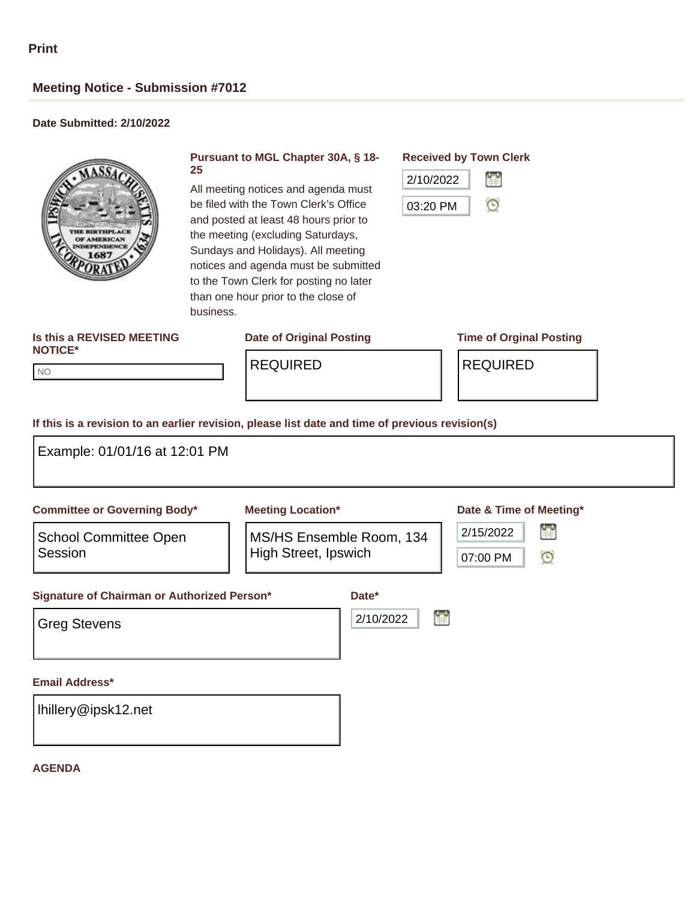Print

## Meeting Notice - Submission #7012

**Date Submitted: 2/10/2022**

**Pursuant to MGL Chapter 30A, § 18-25**

All meeting notices and agenda must be filed with the Town Clerk's Office and posted at least 48 hours prior to the meeting (excluding Saturdays, Sundays and Holidays). All meeting notices and agenda must be submitted to the Town Clerk for posting no later than one hour prior to the close of business.

**Received by Town Clerk**

2/10/2022

03:20 PM

**Is this a REVISED MEETING NOTICE***

NO

**Date of Original Posting**

REQUIRED

**Time of Orginal Posting**

REQUIRED

**If this is a revision to an earlier revision, please list date and time of previous revision(s)**

Example: 01/01/16 at 12:01 PM

**Committee or Governing Body***

School Committee Open Session

**Meeting Location***

MS/HS Ensemble Room, 134 High Street, Ipswich

**Date & Time of Meeting***

2/15/2022

07:00 PM

**Signature of Chairman or Authorized Person***

Greg Stevens

**Date***

2/10/2022

**Email Address***

lhillery@ipsk12.net

**AGENDA**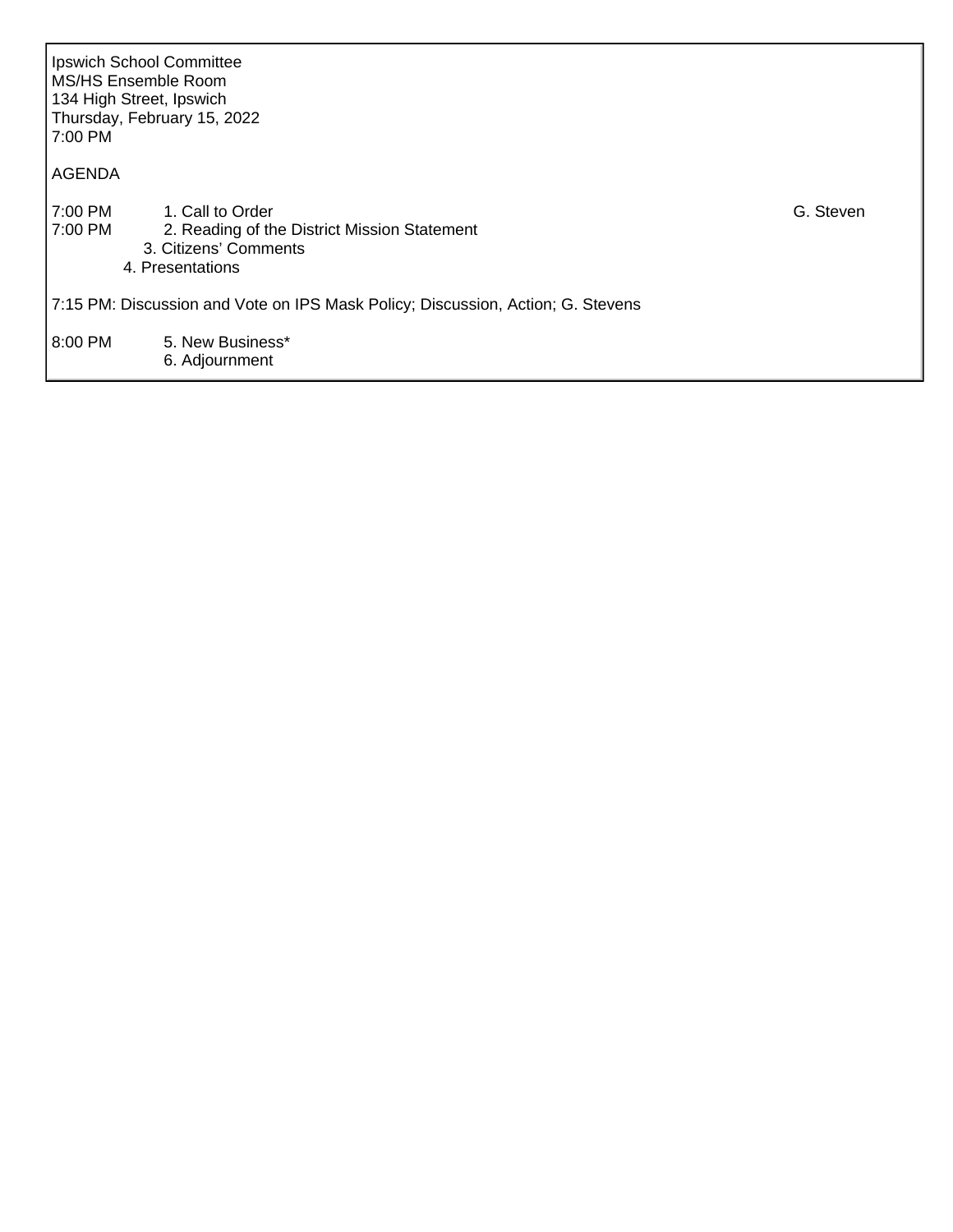Ipswich School Committee
MS/HS Ensemble Room
134 High Street, Ipswich
Thursday, February 15, 2022
7:00 PM

AGENDA

| | | |
|---|---|---|
| 7:00 PM | 1. Call to Order | G. Steven |
| 7:00 PM | 2. Reading of the District Mission Statement | |
| | 3. Citizens' Comments | |
| | 4. Presentations | |

7:15 PM: Discussion and Vote on IPS Mask Policy; Discussion, Action; G. Stevens

| | |
|---|---|
| 8:00 PM | 5. New Business* |
| | 6. Adjournment |